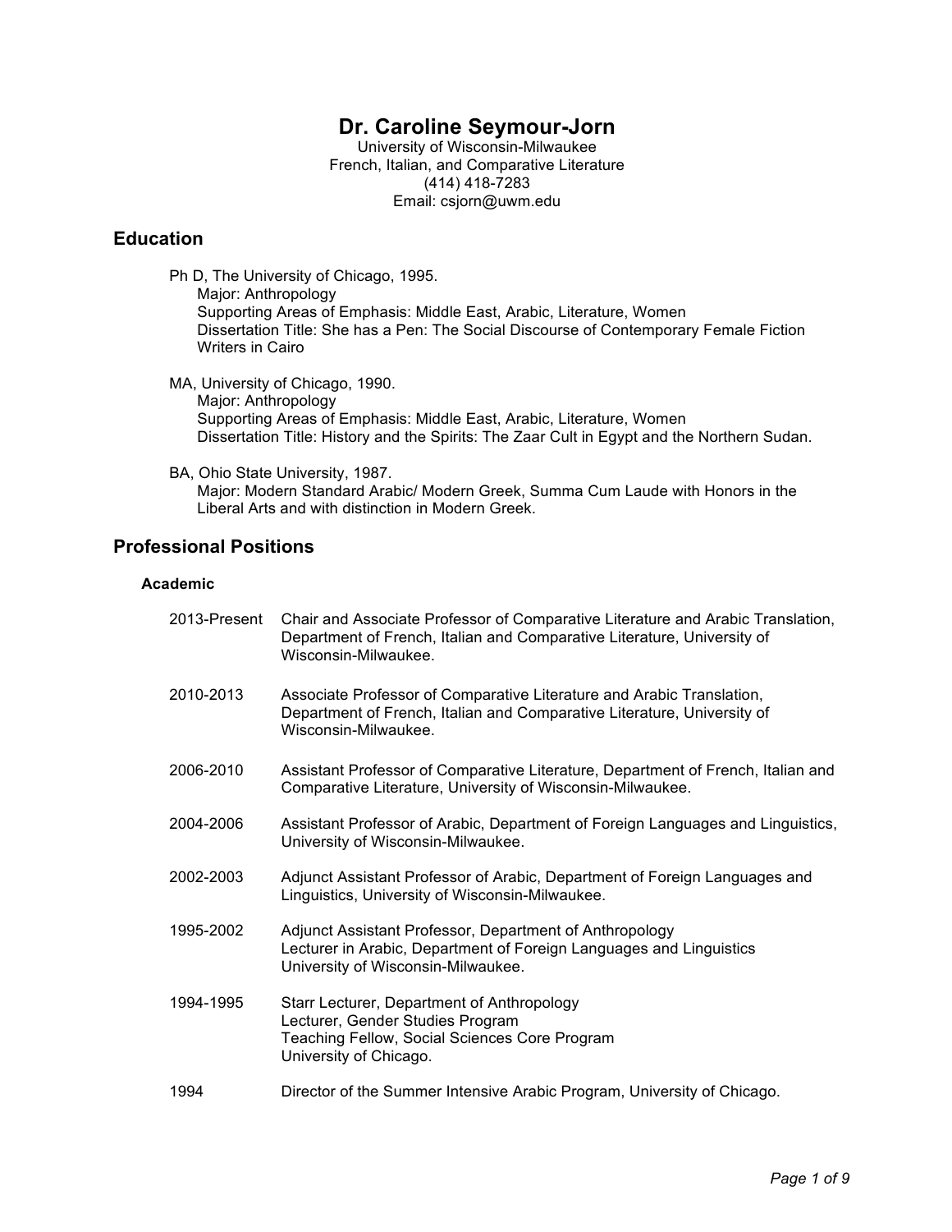# Dr. Caroline Seymour-Jorn

University of Wisconsin-Milwaukee
French, Italian, and Comparative Literature
(414) 418-7283
Email: csjorn@uwm.edu

## Education

Ph D, The University of Chicago, 1995.
Major: Anthropology
Supporting Areas of Emphasis: Middle East, Arabic, Literature, Women
Dissertation Title: She has a Pen: The Social Discourse of Contemporary Female Fiction Writers in Cairo

MA, University of Chicago, 1990.
Major: Anthropology
Supporting Areas of Emphasis: Middle East, Arabic, Literature, Women
Dissertation Title: History and the Spirits: The Zaar Cult in Egypt and the Northern Sudan.

BA, Ohio State University, 1987.
Major: Modern Standard Arabic/ Modern Greek, Summa Cum Laude with Honors in the Liberal Arts and with distinction in Modern Greek.

## Professional Positions

### Academic

| | |
|---|---|
| 2013-Present | Chair and Associate Professor of Comparative Literature and Arabic Translation, Department of French, Italian and Comparative Literature, University of Wisconsin-Milwaukee. |
| 2010-2013 | Associate Professor of Comparative Literature and Arabic Translation, Department of French, Italian and Comparative Literature, University of Wisconsin-Milwaukee. |
| 2006-2010 | Assistant Professor of Comparative Literature, Department of French, Italian and Comparative Literature, University of Wisconsin-Milwaukee. |
| 2004-2006 | Assistant Professor of Arabic, Department of Foreign Languages and Linguistics, University of Wisconsin-Milwaukee. |
| 2002-2003 | Adjunct Assistant Professor of Arabic, Department of Foreign Languages and Linguistics, University of Wisconsin-Milwaukee. |
| 1995-2002 | Adjunct Assistant Professor, Department of Anthropology<br>Lecturer in Arabic, Department of Foreign Languages and Linguistics<br>University of Wisconsin-Milwaukee. |
| 1994-1995 | Starr Lecturer, Department of Anthropology<br>Lecturer, Gender Studies Program<br>Teaching Fellow, Social Sciences Core Program<br>University of Chicago. |
| 1994 | Director of the Summer Intensive Arabic Program, University of Chicago. |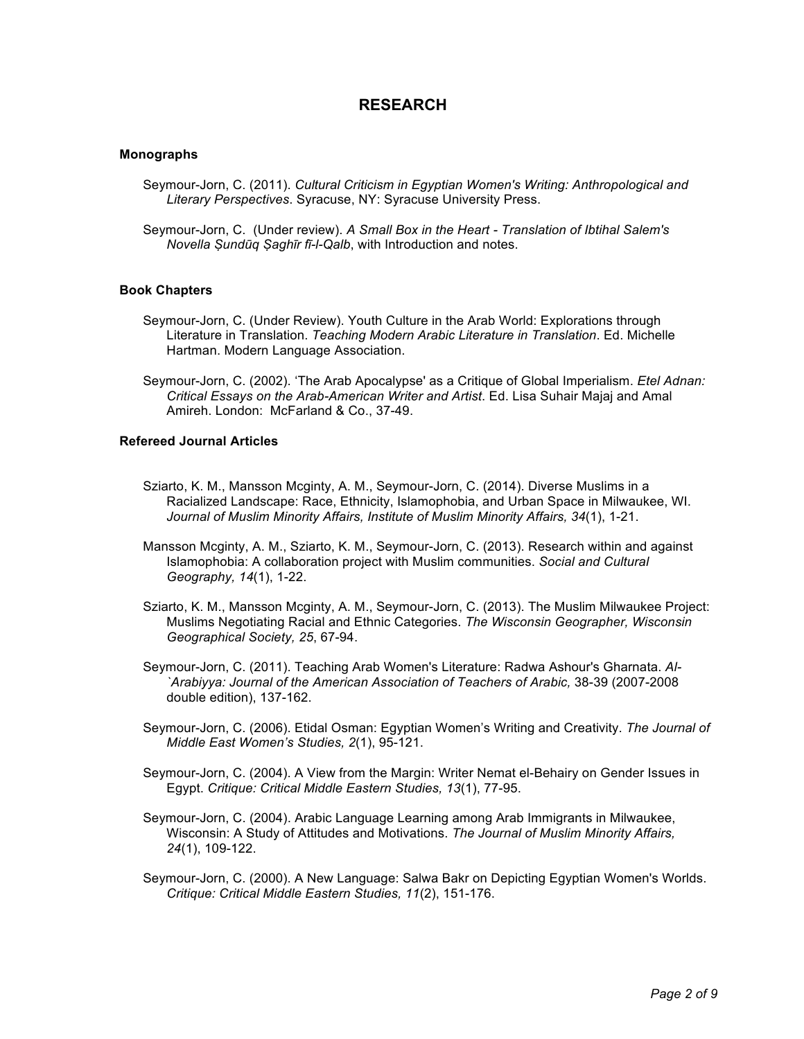# RESEARCH

### Monographs

Seymour-Jorn, C. (2011). *Cultural Criticism in Egyptian Women's Writing: Anthropological and Literary Perspectives*. Syracuse, NY: Syracuse University Press.

Seymour-Jorn, C. (Under review). *A Small Box in the Heart - Translation of Ibtihal Salem's Novella Ṣundūq Ṣaghīr fī-l-Qalb*, with Introduction and notes.

### Book Chapters

Seymour-Jorn, C. (Under Review). Youth Culture in the Arab World: Explorations through Literature in Translation. *Teaching Modern Arabic Literature in Translation*. Ed. Michelle Hartman. Modern Language Association.

Seymour-Jorn, C. (2002). 'The Arab Apocalypse' as a Critique of Global Imperialism. *Etel Adnan: Critical Essays on the Arab-American Writer and Artist*. Ed. Lisa Suhair Majaj and Amal Amireh. London: McFarland & Co., 37-49.

### Refereed Journal Articles

Sziarto, K. M., Mansson Mcginty, A. M., Seymour-Jorn, C. (2014). Diverse Muslims in a Racialized Landscape: Race, Ethnicity, Islamophobia, and Urban Space in Milwaukee, WI. *Journal of Muslim Minority Affairs, Institute of Muslim Minority Affairs, 34*(1), 1-21.

Mansson Mcginty, A. M., Sziarto, K. M., Seymour-Jorn, C. (2013). Research within and against Islamophobia: A collaboration project with Muslim communities. *Social and Cultural Geography, 14*(1), 1-22.

Sziarto, K. M., Mansson Mcginty, A. M., Seymour-Jorn, C. (2013). The Muslim Milwaukee Project: Muslims Negotiating Racial and Ethnic Categories. *The Wisconsin Geographer, Wisconsin Geographical Society, 25*, 67-94.

Seymour-Jorn, C. (2011). Teaching Arab Women's Literature: Radwa Ashour's Gharnata. *Al-`Arabiyya: Journal of the American Association of Teachers of Arabic,* 38-39 (2007-2008 double edition), 137-162.

Seymour-Jorn, C. (2006). Etidal Osman: Egyptian Women's Writing and Creativity. *The Journal of Middle East Women's Studies, 2*(1), 95-121.

Seymour-Jorn, C. (2004). A View from the Margin: Writer Nemat el-Behairy on Gender Issues in Egypt. *Critique: Critical Middle Eastern Studies, 13*(1), 77-95.

Seymour-Jorn, C. (2004). Arabic Language Learning among Arab Immigrants in Milwaukee, Wisconsin: A Study of Attitudes and Motivations. *The Journal of Muslim Minority Affairs, 24*(1), 109-122.

Seymour-Jorn, C. (2000). A New Language: Salwa Bakr on Depicting Egyptian Women's Worlds. *Critique: Critical Middle Eastern Studies, 11*(2), 151-176.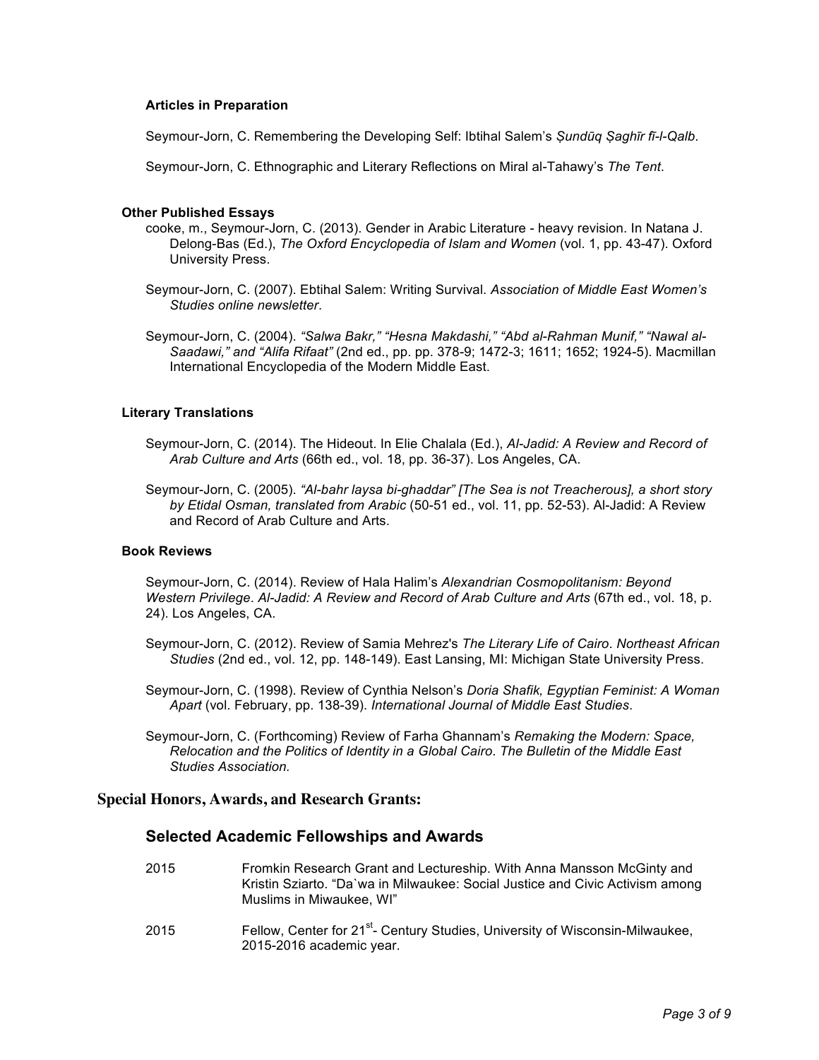#### Articles in Preparation

Seymour-Jorn, C. Remembering the Developing Self: Ibtihal Salem's *Ṣundūq Ṣaghīr fī-l-Qalb*.

Seymour-Jorn, C. Ethnographic and Literary Reflections on Miral al-Tahawy's *The Tent*.

#### Other Published Essays

cooke, m., Seymour-Jorn, C. (2013). Gender in Arabic Literature - heavy revision. In Natana J. Delong-Bas (Ed.), *The Oxford Encyclopedia of Islam and Women* (vol. 1, pp. 43-47). Oxford University Press.

Seymour-Jorn, C. (2007). Ebtihal Salem: Writing Survival. *Association of Middle East Women's Studies online newsletter*.

Seymour-Jorn, C. (2004). *"Salwa Bakr," "Hesna Makdashi," "Abd al-Rahman Munif," "Nawal al-Saadawi," and "Alifa Rifaat"* (2nd ed., pp. pp. 378-9; 1472-3; 1611; 1652; 1924-5). Macmillan International Encyclopedia of the Modern Middle East.

#### Literary Translations

Seymour-Jorn, C. (2014). The Hideout. In Elie Chalala (Ed.), *Al-Jadid: A Review and Record of Arab Culture and Arts* (66th ed., vol. 18, pp. 36-37). Los Angeles, CA.

Seymour-Jorn, C. (2005). *"Al-bahr laysa bi-ghaddar" [The Sea is not Treacherous], a short story by Etidal Osman, translated from Arabic* (50-51 ed., vol. 11, pp. 52-53). Al-Jadid: A Review and Record of Arab Culture and Arts.

#### Book Reviews

Seymour-Jorn, C. (2014). Review of Hala Halim's *Alexandrian Cosmopolitanism: Beyond Western Privilege*. *Al-Jadid: A Review and Record of Arab Culture and Arts* (67th ed., vol. 18, p. 24). Los Angeles, CA.

Seymour-Jorn, C. (2012). Review of Samia Mehrez's *The Literary Life of Cairo*. *Northeast African Studies* (2nd ed., vol. 12, pp. 148-149). East Lansing, MI: Michigan State University Press.

Seymour-Jorn, C. (1998). Review of Cynthia Nelson's *Doria Shafik, Egyptian Feminist: A Woman Apart* (vol. February, pp. 138-39). *International Journal of Middle East Studies*.

Seymour-Jorn, C. (Forthcoming) Review of Farha Ghannam's *Remaking the Modern: Space, Relocation and the Politics of Identity in a Global Cairo*. *The Bulletin of the Middle East Studies Association.*

## Special Honors, Awards, and Research Grants:

### Selected Academic Fellowships and Awards

2015 Fromkin Research Grant and Lectureship. With Anna Mansson McGinty and Kristin Sziarto. "Da`wa in Milwaukee: Social Justice and Civic Activism among Muslims in Miwaukee, WI"

2015 Fellow, Center for 21st- Century Studies, University of Wisconsin-Milwaukee, 2015-2016 academic year.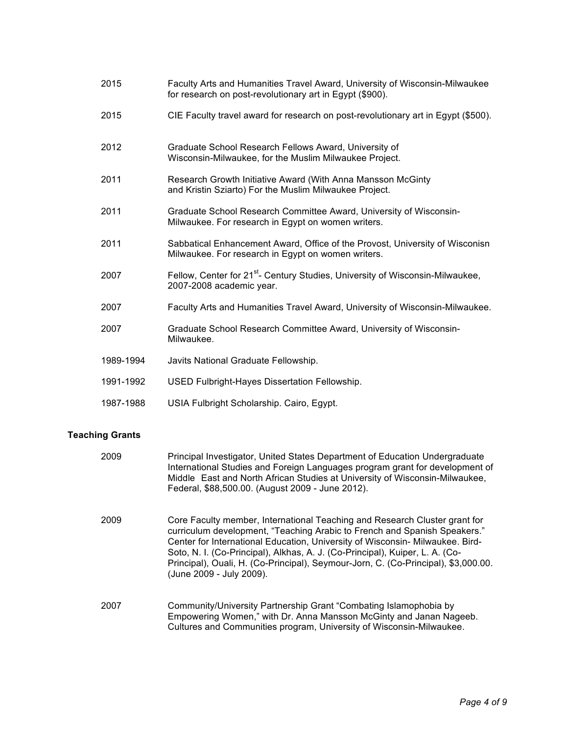2015 Faculty Arts and Humanities Travel Award, University of Wisconsin-Milwaukee for research on post-revolutionary art in Egypt ($900).

2015 CIE Faculty travel award for research on post-revolutionary art in Egypt ($500).

2012 Graduate School Research Fellows Award, University of Wisconsin-Milwaukee, for the Muslim Milwaukee Project.

2011 Research Growth Initiative Award (With Anna Mansson McGinty and Kristin Sziarto) For the Muslim Milwaukee Project.

2011 Graduate School Research Committee Award, University of Wisconsin-Milwaukee. For research in Egypt on women writers.

2011 Sabbatical Enhancement Award, Office of the Provost, University of Wisconisn Milwaukee. For research in Egypt on women writers.

2007 Fellow, Center for 21st- Century Studies, University of Wisconsin-Milwaukee, 2007-2008 academic year.

2007 Faculty Arts and Humanities Travel Award, University of Wisconsin-Milwaukee.

2007 Graduate School Research Committee Award, University of Wisconsin-Milwaukee.

1989-1994 Javits National Graduate Fellowship.

1991-1992 USED Fulbright-Hayes Dissertation Fellowship.

1987-1988 USIA Fulbright Scholarship. Cairo, Egypt.

### Teaching Grants

2009 Principal Investigator, United States Department of Education Undergraduate International Studies and Foreign Languages program grant for development of Middle East and North African Studies at University of Wisconsin-Milwaukee, Federal, $88,500.00. (August 2009 - June 2012).

2009 Core Faculty member, International Teaching and Research Cluster grant for curriculum development, "Teaching Arabic to French and Spanish Speakers." Center for International Education, University of Wisconsin- Milwaukee. Bird-Soto, N. I. (Co-Principal), Alkhas, A. J. (Co-Principal), Kuiper, L. A. (Co-Principal), Ouali, H. (Co-Principal), Seymour-Jorn, C. (Co-Principal), $3,000.00. (June 2009 - July 2009).

2007 Community/University Partnership Grant "Combating Islamophobia by Empowering Women," with Dr. Anna Mansson McGinty and Janan Nageeb. Cultures and Communities program, University of Wisconsin-Milwaukee.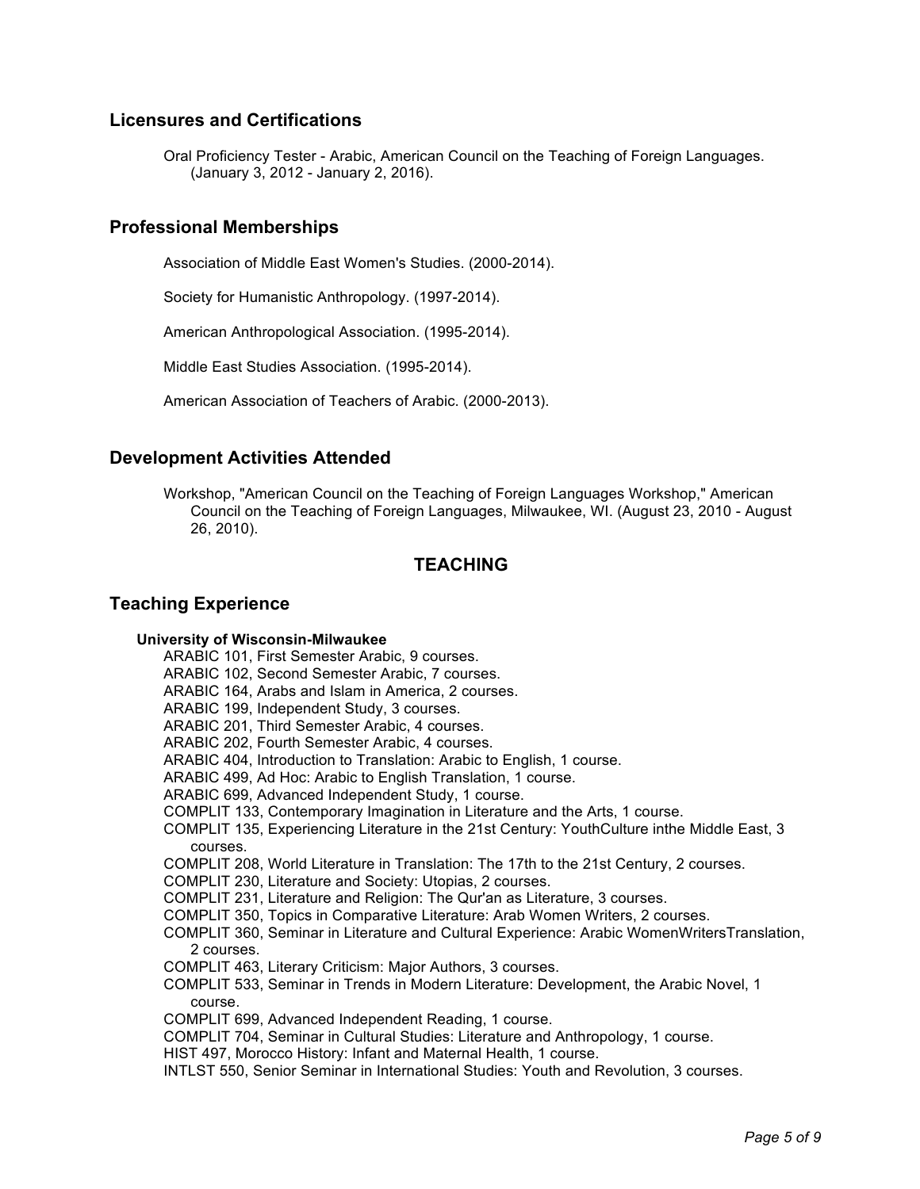## Licensures and Certifications

Oral Proficiency Tester - Arabic, American Council on the Teaching of Foreign Languages. (January 3, 2012 - January 2, 2016).

## Professional Memberships

Association of Middle East Women's Studies. (2000-2014).

Society for Humanistic Anthropology. (1997-2014).

American Anthropological Association. (1995-2014).

Middle East Studies Association. (1995-2014).

American Association of Teachers of Arabic. (2000-2013).

## Development Activities Attended

Workshop, "American Council on the Teaching of Foreign Languages Workshop," American Council on the Teaching of Foreign Languages, Milwaukee, WI. (August 23, 2010 - August 26, 2010).

# TEACHING

## Teaching Experience

**University of Wisconsin-Milwaukee**

ARABIC 101, First Semester Arabic, 9 courses.
ARABIC 102, Second Semester Arabic, 7 courses.
ARABIC 164, Arabs and Islam in America, 2 courses.
ARABIC 199, Independent Study, 3 courses.
ARABIC 201, Third Semester Arabic, 4 courses.
ARABIC 202, Fourth Semester Arabic, 4 courses.
ARABIC 404, Introduction to Translation: Arabic to English, 1 course.
ARABIC 499, Ad Hoc: Arabic to English Translation, 1 course.
ARABIC 699, Advanced Independent Study, 1 course.
COMPLIT 133, Contemporary Imagination in Literature and the Arts, 1 course.
COMPLIT 135, Experiencing Literature in the 21st Century: YouthCulture inthe Middle East, 3 courses.
COMPLIT 208, World Literature in Translation: The 17th to the 21st Century, 2 courses.
COMPLIT 230, Literature and Society: Utopias, 2 courses.
COMPLIT 231, Literature and Religion: The Qur'an as Literature, 3 courses.
COMPLIT 350, Topics in Comparative Literature: Arab Women Writers, 2 courses.
COMPLIT 360, Seminar in Literature and Cultural Experience: Arabic WomenWritersTranslation, 2 courses.
COMPLIT 463, Literary Criticism: Major Authors, 3 courses.
COMPLIT 533, Seminar in Trends in Modern Literature: Development, the Arabic Novel, 1 course.
COMPLIT 699, Advanced Independent Reading, 1 course.
COMPLIT 704, Seminar in Cultural Studies: Literature and Anthropology, 1 course.
HIST 497, Morocco History: Infant and Maternal Health, 1 course.
INTLST 550, Senior Seminar in International Studies: Youth and Revolution, 3 courses.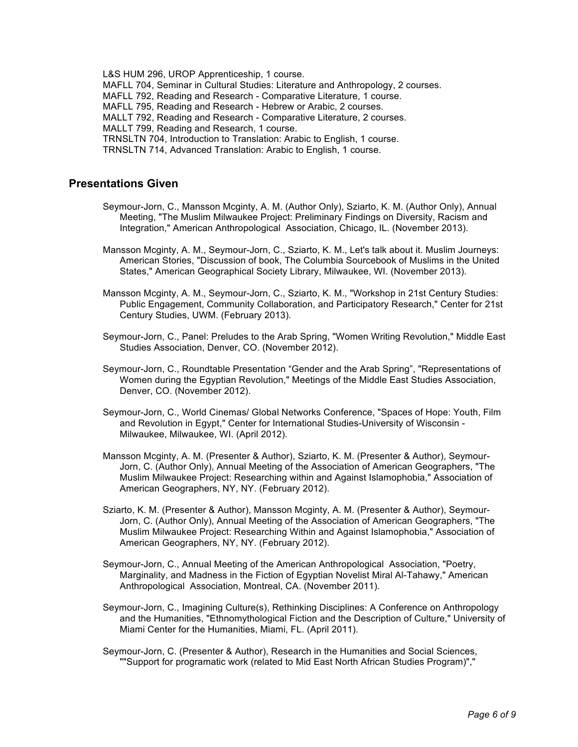L&S HUM 296, UROP Apprenticeship, 1 course.
MAFLL 704, Seminar in Cultural Studies: Literature and Anthropology, 2 courses.
MAFLL 792, Reading and Research - Comparative Literature, 1 course.
MAFLL 795, Reading and Research - Hebrew or Arabic, 2 courses.
MALLT 792, Reading and Research - Comparative Literature, 2 courses.
MALLT 799, Reading and Research, 1 course.
TRNSLTN 704, Introduction to Translation: Arabic to English, 1 course.
TRNSLTN 714, Advanced Translation: Arabic to English, 1 course.

## Presentations Given

Seymour-Jorn, C., Mansson Mcginty, A. M. (Author Only), Sziarto, K. M. (Author Only), Annual Meeting, "The Muslim Milwaukee Project: Preliminary Findings on Diversity, Racism and Integration," American Anthropological Association, Chicago, IL. (November 2013).

Mansson Mcginty, A. M., Seymour-Jorn, C., Sziarto, K. M., Let's talk about it. Muslim Journeys: American Stories, "Discussion of book, The Columbia Sourcebook of Muslims in the United States," American Geographical Society Library, Milwaukee, WI. (November 2013).

Mansson Mcginty, A. M., Seymour-Jorn, C., Sziarto, K. M., "Workshop in 21st Century Studies: Public Engagement, Community Collaboration, and Participatory Research," Center for 21st Century Studies, UWM. (February 2013).

Seymour-Jorn, C., Panel: Preludes to the Arab Spring, "Women Writing Revolution," Middle East Studies Association, Denver, CO. (November 2012).

Seymour-Jorn, C., Roundtable Presentation “Gender and the Arab Spring”, "Representations of Women during the Egyptian Revolution," Meetings of the Middle East Studies Association, Denver, CO. (November 2012).

Seymour-Jorn, C., World Cinemas/ Global Networks Conference, "Spaces of Hope: Youth, Film and Revolution in Egypt," Center for International Studies-University of Wisconsin - Milwaukee, Milwaukee, WI. (April 2012).

Mansson Mcginty, A. M. (Presenter & Author), Sziarto, K. M. (Presenter & Author), Seymour-Jorn, C. (Author Only), Annual Meeting of the Association of American Geographers, "The Muslim Milwaukee Project: Researching within and Against Islamophobia," Association of American Geographers, NY, NY. (February 2012).

Sziarto, K. M. (Presenter & Author), Mansson Mcginty, A. M. (Presenter & Author), Seymour-Jorn, C. (Author Only), Annual Meeting of the Association of American Geographers, "The Muslim Milwaukee Project: Researching Within and Against Islamophobia," Association of American Geographers, NY, NY. (February 2012).

Seymour-Jorn, C., Annual Meeting of the American Anthropological Association, "Poetry, Marginality, and Madness in the Fiction of Egyptian Novelist Miral Al-Tahawy," American Anthropological Association, Montreal, CA. (November 2011).

Seymour-Jorn, C., Imagining Culture(s), Rethinking Disciplines: A Conference on Anthropology and the Humanities, "Ethnomythological Fiction and the Description of Culture," University of Miami Center for the Humanities, Miami, FL. (April 2011).

Seymour-Jorn, C. (Presenter & Author), Research in the Humanities and Social Sciences, ""Support for programatic work (related to Mid East North African Studies Program)","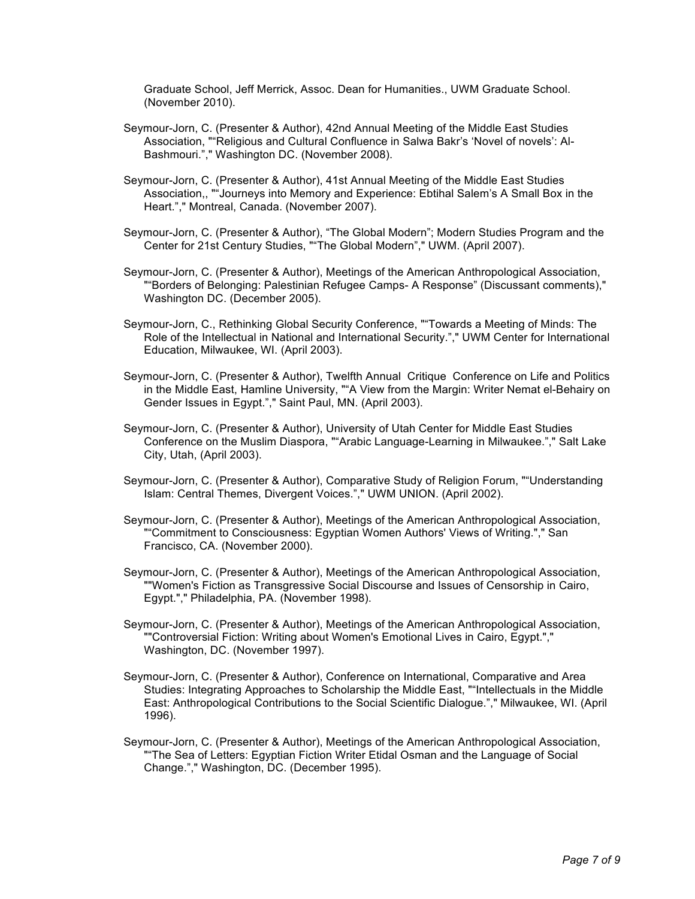Graduate School, Jeff Merrick, Assoc. Dean for Humanities., UWM Graduate School. (November 2010).

Seymour-Jorn, C. (Presenter & Author), 42nd Annual Meeting of the Middle East Studies Association, "“Religious and Cultural Confluence in Salwa Bakr’s ‘Novel of novels’: Al-Bashmouri.”," Washington DC. (November 2008).

Seymour-Jorn, C. (Presenter & Author), 41st Annual Meeting of the Middle East Studies Association,, "“Journeys into Memory and Experience: Ebtihal Salem’s A Small Box in the Heart.”," Montreal, Canada. (November 2007).

Seymour-Jorn, C. (Presenter & Author), “The Global Modern”; Modern Studies Program and the Center for 21st Century Studies, "“The Global Modern”," UWM. (April 2007).

Seymour-Jorn, C. (Presenter & Author), Meetings of the American Anthropological Association, "“Borders of Belonging: Palestinian Refugee Camps- A Response” (Discussant comments)," Washington DC. (December 2005).

Seymour-Jorn, C., Rethinking Global Security Conference, "“Towards a Meeting of Minds: The Role of the Intellectual in National and International Security.”," UWM Center for International Education, Milwaukee, WI. (April 2003).

Seymour-Jorn, C. (Presenter & Author), Twelfth Annual Critique Conference on Life and Politics in the Middle East, Hamline University, "“A View from the Margin: Writer Nemat el-Behairy on Gender Issues in Egypt.”," Saint Paul, MN. (April 2003).

Seymour-Jorn, C. (Presenter & Author), University of Utah Center for Middle East Studies Conference on the Muslim Diaspora, "“Arabic Language-Learning in Milwaukee.”," Salt Lake City, Utah, (April 2003).

Seymour-Jorn, C. (Presenter & Author), Comparative Study of Religion Forum, "“Understanding Islam: Central Themes, Divergent Voices.”," UWM UNION. (April 2002).

Seymour-Jorn, C. (Presenter & Author), Meetings of the American Anthropological Association, "“Commitment to Consciousness: Egyptian Women Authors' Views of Writing."," San Francisco, CA. (November 2000).

Seymour-Jorn, C. (Presenter & Author), Meetings of the American Anthropological Association, ""Women's Fiction as Transgressive Social Discourse and Issues of Censorship in Cairo, Egypt."," Philadelphia, PA. (November 1998).

Seymour-Jorn, C. (Presenter & Author), Meetings of the American Anthropological Association, ""Controversial Fiction: Writing about Women's Emotional Lives in Cairo, Egypt."," Washington, DC. (November 1997).

Seymour-Jorn, C. (Presenter & Author), Conference on International, Comparative and Area Studies: Integrating Approaches to Scholarship the Middle East, "“Intellectuals in the Middle East: Anthropological Contributions to the Social Scientific Dialogue.”," Milwaukee, WI. (April 1996).

Seymour-Jorn, C. (Presenter & Author), Meetings of the American Anthropological Association, "“The Sea of Letters: Egyptian Fiction Writer Etidal Osman and the Language of Social Change.”," Washington, DC. (December 1995).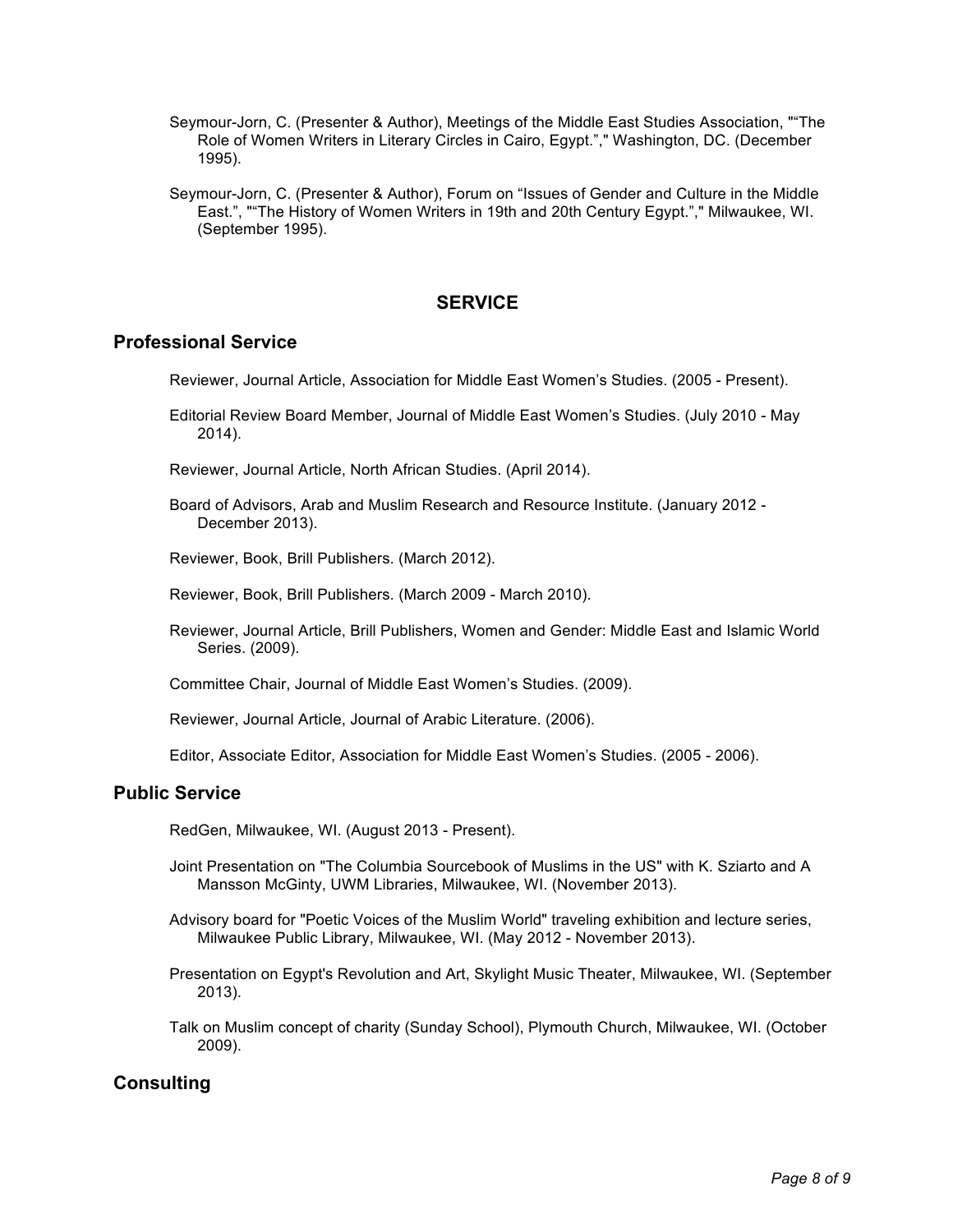Seymour-Jorn, C. (Presenter & Author), Meetings of the Middle East Studies Association, "“The Role of Women Writers in Literary Circles in Cairo, Egypt.”," Washington, DC. (December 1995).

Seymour-Jorn, C. (Presenter & Author), Forum on “Issues of Gender and Culture in the Middle East.”, "“The History of Women Writers in 19th and 20th Century Egypt.”," Milwaukee, WI. (September 1995).

# SERVICE

## Professional Service

Reviewer, Journal Article, Association for Middle East Women’s Studies. (2005 - Present).

Editorial Review Board Member, Journal of Middle East Women’s Studies. (July 2010 - May 2014).

Reviewer, Journal Article, North African Studies. (April 2014).

Board of Advisors, Arab and Muslim Research and Resource Institute. (January 2012 - December 2013).

Reviewer, Book, Brill Publishers. (March 2012).

Reviewer, Book, Brill Publishers. (March 2009 - March 2010).

Reviewer, Journal Article, Brill Publishers, Women and Gender: Middle East and Islamic World Series. (2009).

Committee Chair, Journal of Middle East Women’s Studies. (2009).

Reviewer, Journal Article, Journal of Arabic Literature. (2006).

Editor, Associate Editor, Association for Middle East Women’s Studies. (2005 - 2006).

## Public Service

RedGen, Milwaukee, WI. (August 2013 - Present).

Joint Presentation on "The Columbia Sourcebook of Muslims in the US" with K. Sziarto and A Mansson McGinty, UWM Libraries, Milwaukee, WI. (November 2013).

Advisory board for "Poetic Voices of the Muslim World" traveling exhibition and lecture series, Milwaukee Public Library, Milwaukee, WI. (May 2012 - November 2013).

Presentation on Egypt's Revolution and Art, Skylight Music Theater, Milwaukee, WI. (September 2013).

Talk on Muslim concept of charity (Sunday School), Plymouth Church, Milwaukee, WI. (October 2009).

## Consulting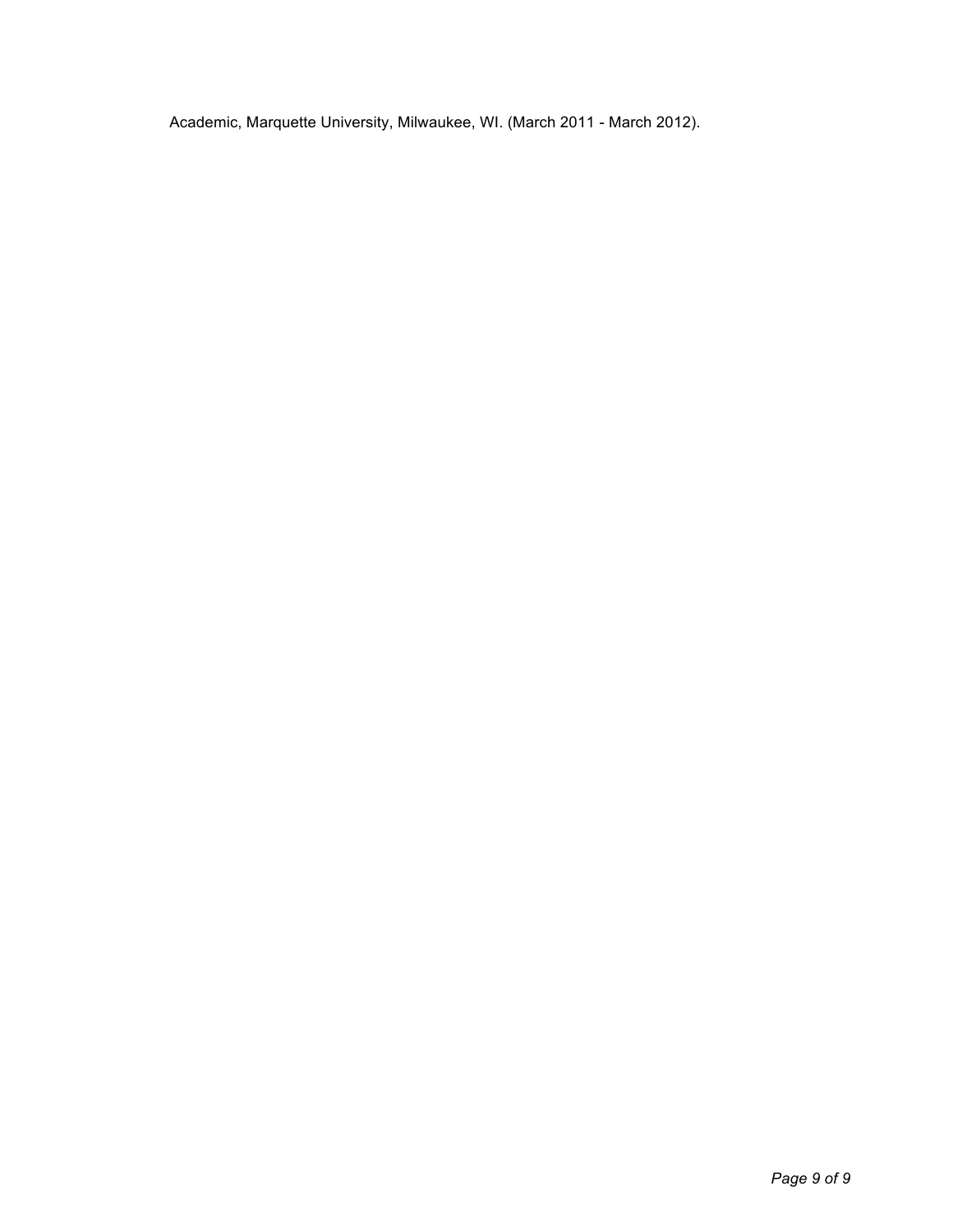Academic, Marquette University, Milwaukee, WI. (March 2011 - March 2012).